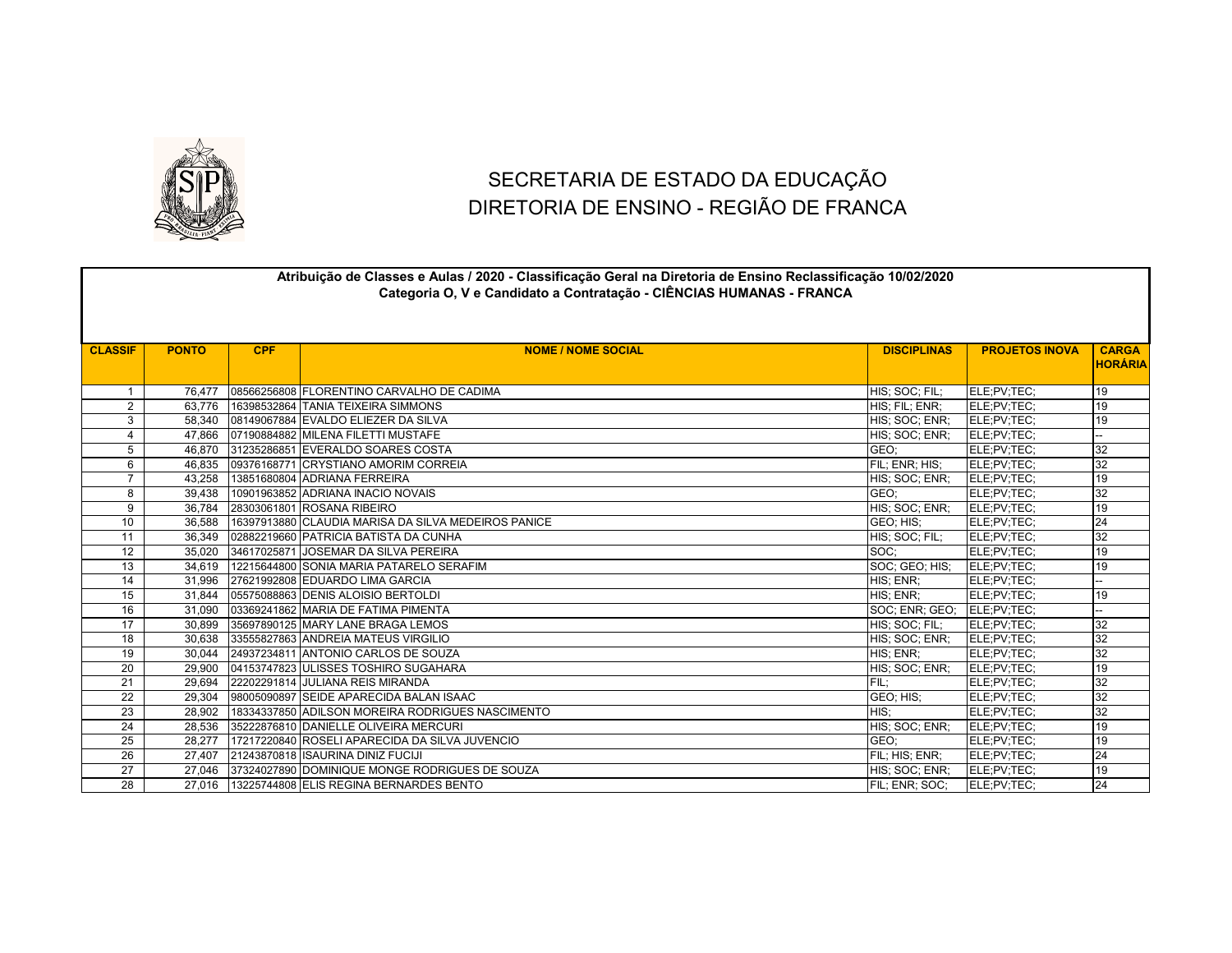# SECRETARIA DE ESTADO DA EDUCAÇÃO
## DIRETORIA DE ENSINO - REGIÃO DE FRANCA

**Atribuição de Classes e Aulas / 2020 - Classificação Geral na Diretoria de Ensino Reclassificação 10/02/2020**
**Categoria O, V e Candidato a Contratação - CIÊNCIAS HUMANAS - FRANCA**

| CLASSIF | PONTO | CPF | NOME / NOME SOCIAL | DISCIPLINAS | PROJETOS INOVA | CARGA HORÁRIA |
|---|---|---|---|---|---|---|
| 1 | 76,477 | 08566256808 | FLORENTINO CARVALHO DE CADIMA | HIS; SOC; FIL; | ELE;PV;TEC; | 19 |
| 2 | 63,776 | 16398532864 | TANIA TEIXEIRA SIMMONS | HIS; FIL; ENR; | ELE;PV;TEC; | 19 |
| 3 | 58,340 | 08149067884 | EVALDO ELIEZER DA SILVA | HIS; SOC; ENR; | ELE;PV;TEC; | 19 |
| 4 | 47,866 | 07190884882 | MILENA FILETTI MUSTAFE | HIS; SOC; ENR; | ELE;PV;TEC; | -- |
| 5 | 46,870 | 31235286851 | EVERALDO SOARES COSTA | GEO; | ELE;PV;TEC; | 32 |
| 6 | 46,835 | 09376168771 | CRYSTIANO AMORIM CORREIA | FIL; ENR; HIS; | ELE;PV;TEC; | 32 |
| 7 | 43,258 | 13851680804 | ADRIANA FERREIRA | HIS; SOC; ENR; | ELE;PV;TEC; | 19 |
| 8 | 39,438 | 10901963852 | ADRIANA INACIO NOVAIS | GEO; | ELE;PV;TEC; | 32 |
| 9 | 36,784 | 28303061801 | ROSANA RIBEIRO | HIS; SOC; ENR; | ELE;PV;TEC; | 19 |
| 10 | 36,588 | 16397913880 | CLAUDIA MARISA DA SILVA MEDEIROS PANICE | GEO; HIS; | ELE;PV;TEC; | 24 |
| 11 | 36,349 | 02882219660 | PATRICIA BATISTA DA CUNHA | HIS; SOC; FIL; | ELE;PV;TEC; | 32 |
| 12 | 35,020 | 34617025871 | JOSEMAR DA SILVA PEREIRA | SOC; | ELE;PV;TEC; | 19 |
| 13 | 34,619 | 12215644800 | SONIA MARIA PATARELO SERAFIM | SOC; GEO; HIS; | ELE;PV;TEC; | 19 |
| 14 | 31,996 | 27621992808 | EDUARDO LIMA GARCIA | HIS; ENR; | ELE;PV;TEC; | -- |
| 15 | 31,844 | 05575088863 | DENIS ALOISIO BERTOLDI | HIS; ENR; | ELE;PV;TEC; | 19 |
| 16 | 31,090 | 03369241862 | MARIA DE FATIMA PIMENTA | SOC; ENR; GEO; | ELE;PV;TEC; | -- |
| 17 | 30,899 | 35697890125 | MARY LANE BRAGA LEMOS | HIS; SOC; FIL; | ELE;PV;TEC; | 32 |
| 18 | 30,638 | 33555827863 | ANDREIA MATEUS VIRGILIO | HIS; SOC; ENR; | ELE;PV;TEC; | 32 |
| 19 | 30,044 | 24937234811 | ANTONIO CARLOS DE SOUZA | HIS; ENR; | ELE;PV;TEC; | 32 |
| 20 | 29,900 | 04153747823 | ULISSES TOSHIRO SUGAHARA | HIS; SOC; ENR; | ELE;PV;TEC; | 19 |
| 21 | 29,694 | 22202291814 | JULIANA REIS MIRANDA | FIL; | ELE;PV;TEC; | 32 |
| 22 | 29,304 | 98005090897 | SEIDE APARECIDA BALAN ISAAC | GEO; HIS; | ELE;PV;TEC; | 32 |
| 23 | 28,902 | 18334337850 | ADILSON MOREIRA RODRIGUES NASCIMENTO | HIS; | ELE;PV;TEC; | 32 |
| 24 | 28,536 | 35222876810 | DANIELLE OLIVEIRA MERCURI | HIS; SOC; ENR; | ELE;PV;TEC; | 19 |
| 25 | 28,277 | 17217220840 | ROSELI APARECIDA DA SILVA JUVENCIO | GEO; | ELE;PV;TEC; | 19 |
| 26 | 27,407 | 21243870818 | ISAURINA DINIZ FUCIJI | FIL; HIS; ENR; | ELE;PV;TEC; | 24 |
| 27 | 27,046 | 37324027890 | DOMINIQUE MONGE RODRIGUES DE SOUZA | HIS; SOC; ENR; | ELE;PV;TEC; | 19 |
| 28 | 27,016 | 13225744808 | ELIS REGINA BERNARDES BENTO | FIL; ENR; SOC; | ELE;PV;TEC; | 24 |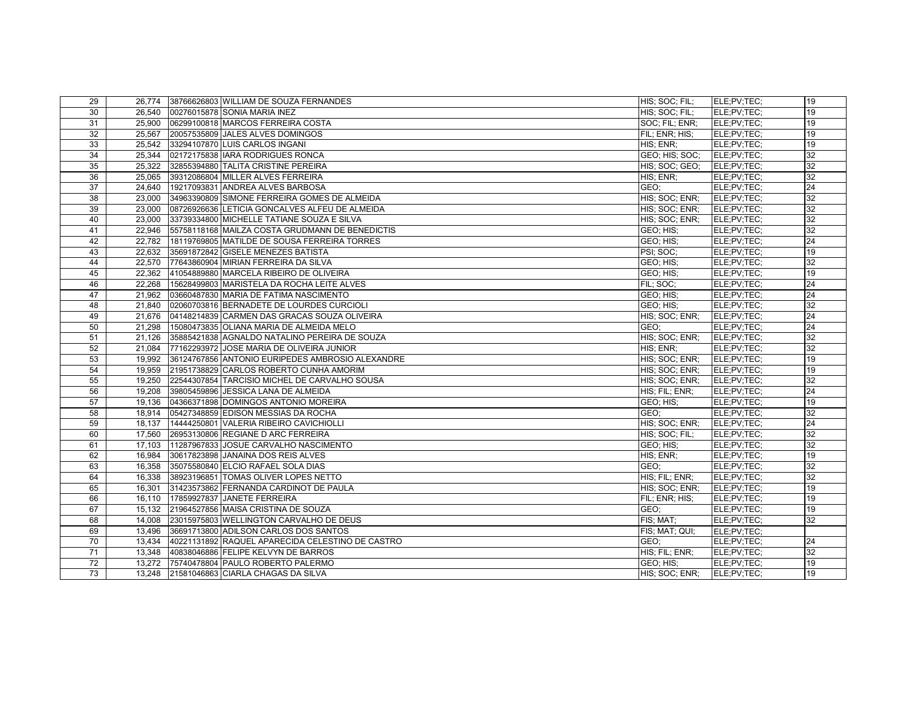| | | | | | | |
|---|---|---|---|---|---|---|
| 29 | 26,774 | 38766626803 | WILLIAM DE SOUZA FERNANDES | HIS; SOC; FIL; | ELE;PV;TEC; | 19 |
| 30 | 26,540 | 00276015878 | SONIA MARIA INEZ | HIS; SOC; FIL; | ELE;PV;TEC; | 19 |
| 31 | 25,900 | 06299100818 | MARCOS FERREIRA COSTA | SOC; FIL; ENR; | ELE;PV;TEC; | 19 |
| 32 | 25,567 | 20057535809 | JALES ALVES DOMINGOS | FIL; ENR; HIS; | ELE;PV;TEC; | 19 |
| 33 | 25,542 | 33294107870 | LUIS CARLOS INGANI | HIS; ENR; | ELE;PV;TEC; | 19 |
| 34 | 25,344 | 02172175838 | IARA RODRIGUES RONCA | GEO; HIS; SOC; | ELE;PV;TEC; | 32 |
| 35 | 25,322 | 32855394880 | TALITA CRISTINE PEREIRA | HIS; SOC; GEO; | ELE;PV;TEC; | 32 |
| 36 | 25,065 | 39312086804 | MILLER ALVES FERREIRA | HIS; ENR; | ELE;PV;TEC; | 32 |
| 37 | 24,640 | 19217093831 | ANDREA ALVES BARBOSA | GEO; | ELE;PV;TEC; | 24 |
| 38 | 23,000 | 34963390809 | SIMONE FERREIRA GOMES DE ALMEIDA | HIS; SOC; ENR; | ELE;PV;TEC; | 32 |
| 39 | 23,000 | 08726926636 | LETICIA GONCALVES ALFEU DE ALMEIDA | HIS; SOC; ENR; | ELE;PV;TEC; | 32 |
| 40 | 23,000 | 33739334800 | MICHELLE TATIANE SOUZA E SILVA | HIS; SOC; ENR; | ELE;PV;TEC; | 32 |
| 41 | 22,946 | 55758118168 | MAILZA COSTA GRUDMANN DE BENEDICTIS | GEO; HIS; | ELE;PV;TEC; | 32 |
| 42 | 22,782 | 18119769805 | MATILDE DE SOUSA FERREIRA TORRES | GEO; HIS; | ELE;PV;TEC; | 24 |
| 43 | 22,632 | 35691872842 | GISELE MENEZES BATISTA | PSI; SOC; | ELE;PV;TEC; | 19 |
| 44 | 22,570 | 77643860904 | MIRIAN FERREIRA DA SILVA | GEO; HIS; | ELE;PV;TEC; | 32 |
| 45 | 22,362 | 41054889880 | MARCELA RIBEIRO DE OLIVEIRA | GEO; HIS; | ELE;PV;TEC; | 19 |
| 46 | 22,268 | 15628499803 | MARISTELA DA ROCHA LEITE ALVES | FIL; SOC; | ELE;PV;TEC; | 24 |
| 47 | 21,962 | 03660487830 | MARIA DE FATIMA NASCIMENTO | GEO; HIS; | ELE;PV;TEC; | 24 |
| 48 | 21,840 | 02060703816 | BERNADETE DE LOURDES CURCIOLI | GEO; HIS; | ELE;PV;TEC; | 32 |
| 49 | 21,676 | 04148214839 | CARMEN DAS GRACAS SOUZA OLIVEIRA | HIS; SOC; ENR; | ELE;PV;TEC; | 24 |
| 50 | 21,298 | 15080473835 | OLIANA MARIA DE ALMEIDA MELO | GEO; | ELE;PV;TEC; | 24 |
| 51 | 21,126 | 35885421838 | AGNALDO NATALINO PEREIRA DE SOUZA | HIS; SOC; ENR; | ELE;PV;TEC; | 32 |
| 52 | 21,084 | 77162293972 | JOSE MARIA DE OLIVEIRA JUNIOR | HIS; ENR; | ELE;PV;TEC; | 32 |
| 53 | 19,992 | 36124767856 | ANTONIO EURIPEDES AMBROSIO ALEXANDRE | HIS; SOC; ENR; | ELE;PV;TEC; | 19 |
| 54 | 19,959 | 21951738829 | CARLOS ROBERTO CUNHA AMORIM | HIS; SOC; ENR; | ELE;PV;TEC; | 19 |
| 55 | 19,250 | 22544307854 | TARCISIO MICHEL DE CARVALHO SOUSA | HIS; SOC; ENR; | ELE;PV;TEC; | 32 |
| 56 | 19,208 | 39805459896 | JESSICA LANA DE ALMEIDA | HIS; FIL; ENR; | ELE;PV;TEC; | 24 |
| 57 | 19,136 | 04366371898 | DOMINGOS ANTONIO MOREIRA | GEO; HIS; | ELE;PV;TEC; | 19 |
| 58 | 18,914 | 05427348859 | EDISON MESSIAS DA ROCHA | GEO; | ELE;PV;TEC; | 32 |
| 59 | 18,137 | 14444250801 | VALERIA RIBEIRO CAVICHIOLLI | HIS; SOC; ENR; | ELE;PV;TEC; | 24 |
| 60 | 17,560 | 26953130806 | REGIANE D ARC FERREIRA | HIS; SOC; FIL; | ELE;PV;TEC; | 32 |
| 61 | 17,103 | 11287967833 | JOSUE CARVALHO NASCIMENTO | GEO; HIS; | ELE;PV;TEC; | 32 |
| 62 | 16,984 | 30617823898 | JANAINA DOS REIS ALVES | HIS; ENR; | ELE;PV;TEC; | 19 |
| 63 | 16,358 | 35075580840 | ELCIO RAFAEL SOLA DIAS | GEO; | ELE;PV;TEC; | 32 |
| 64 | 16,338 | 38923196851 | TOMAS OLIVER LOPES NETTO | HIS; FIL; ENR; | ELE;PV;TEC; | 32 |
| 65 | 16,301 | 31423573862 | FERNANDA CARDINOT DE PAULA | HIS; SOC; ENR; | ELE;PV;TEC; | 19 |
| 66 | 16,110 | 17859927837 | JANETE FERREIRA | FIL; ENR; HIS; | ELE;PV;TEC; | 19 |
| 67 | 15,132 | 21964527856 | MAISA CRISTINA DE SOUZA | GEO; | ELE;PV;TEC; | 19 |
| 68 | 14,008 | 23015975803 | WELLINGTON CARVALHO DE DEUS | FIS; MAT; | ELE;PV;TEC; | 32 |
| 69 | 13,496 | 36691713800 | ADILSON CARLOS DOS SANTOS | FIS; MAT; QUI; | ELE;PV;TEC; | |
| 70 | 13,434 | 40221131892 | RAQUEL APARECIDA CELESTINO DE CASTRO | GEO; | ELE;PV;TEC; | 24 |
| 71 | 13,348 | 40838046886 | FELIPE KELVYN DE BARROS | HIS; FIL; ENR; | ELE;PV;TEC; | 32 |
| 72 | 13,272 | 75740478804 | PAULO ROBERTO PALERMO | GEO; HIS; | ELE;PV;TEC; | 19 |
| 73 | 13,248 | 21581046863 | CIARLA CHAGAS DA SILVA | HIS; SOC; ENR; | ELE;PV;TEC; | 19 |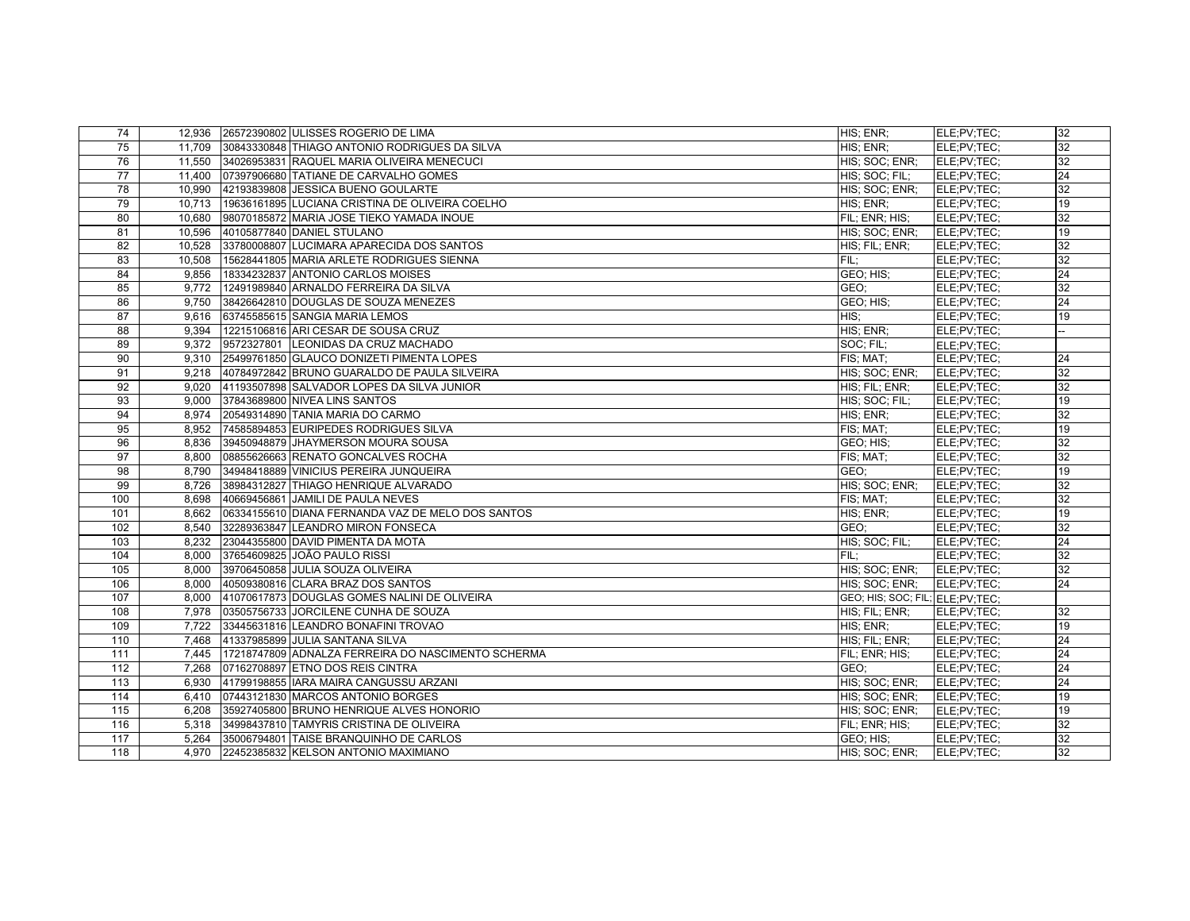| | | | | | | |
|---|---|---|---|---|---|---|
| 74 | 12,936 | 26572390802 | ULISSES ROGERIO DE LIMA | HIS; ENR; | ELE;PV;TEC; | 32 |
| 75 | 11,709 | 30843330848 | THIAGO ANTONIO RODRIGUES DA SILVA | HIS; ENR; | ELE;PV;TEC; | 32 |
| 76 | 11,550 | 34026953831 | RAQUEL MARIA OLIVEIRA MENECUCI | HIS; SOC; ENR; | ELE;PV;TEC; | 32 |
| 77 | 11,400 | 07397906680 | TATIANE DE CARVALHO GOMES | HIS; SOC; FIL; | ELE;PV;TEC; | 24 |
| 78 | 10,990 | 42193839808 | JESSICA BUENO GOULARTE | HIS; SOC; ENR; | ELE;PV;TEC; | 32 |
| 79 | 10,713 | 19636161895 | LUCIANA CRISTINA DE OLIVEIRA COELHO | HIS; ENR; | ELE;PV;TEC; | 19 |
| 80 | 10,680 | 98070185872 | MARIA JOSE TIEKO YAMADA INOUE | FIL; ENR; HIS; | ELE;PV;TEC; | 32 |
| 81 | 10,596 | 40105877840 | DANIEL STULANO | HIS; SOC; ENR; | ELE;PV;TEC; | 19 |
| 82 | 10,528 | 33780008807 | LUCIMARA APARECIDA DOS SANTOS | HIS; FIL; ENR; | ELE;PV;TEC; | 32 |
| 83 | 10,508 | 15628441805 | MARIA ARLETE RODRIGUES SIENNA | FIL; | ELE;PV;TEC; | 32 |
| 84 | 9,856 | 18334232837 | ANTONIO CARLOS MOISES | GEO; HIS; | ELE;PV;TEC; | 24 |
| 85 | 9,772 | 12491989840 | ARNALDO FERREIRA DA SILVA | GEO; | ELE;PV;TEC; | 32 |
| 86 | 9,750 | 38426642810 | DOUGLAS DE SOUZA MENEZES | GEO; HIS; | ELE;PV;TEC; | 24 |
| 87 | 9,616 | 63745585615 | SANGIA MARIA LEMOS | HIS; | ELE;PV;TEC; | 19 |
| 88 | 9,394 | 12215106816 | ARI CESAR DE SOUSA CRUZ | HIS; ENR; | ELE;PV;TEC; | -- |
| 89 | 9,372 | 9572327801 | LEONIDAS DA CRUZ MACHADO | SOC; FIL; | ELE;PV;TEC; | |
| 90 | 9,310 | 25499761850 | GLAUCO DONIZETI PIMENTA LOPES | FIS; MAT; | ELE;PV;TEC; | 24 |
| 91 | 9,218 | 40784972842 | BRUNO GUARALDO DE PAULA SILVEIRA | HIS; SOC; ENR; | ELE;PV;TEC; | 32 |
| 92 | 9,020 | 41193507898 | SALVADOR LOPES DA SILVA JUNIOR | HIS; FIL; ENR; | ELE;PV;TEC; | 32 |
| 93 | 9,000 | 37843689800 | NIVEA LINS SANTOS | HIS; SOC; FIL; | ELE;PV;TEC; | 19 |
| 94 | 8,974 | 20549314890 | TANIA MARIA DO CARMO | HIS; ENR; | ELE;PV;TEC; | 32 |
| 95 | 8,952 | 74585894853 | EURIPEDES RODRIGUES SILVA | FIS; MAT; | ELE;PV;TEC; | 19 |
| 96 | 8,836 | 39450948879 | JHAYMERSON MOURA SOUSA | GEO; HIS; | ELE;PV;TEC; | 32 |
| 97 | 8,800 | 08855626663 | RENATO GONCALVES ROCHA | FIS; MAT; | ELE;PV;TEC; | 32 |
| 98 | 8,790 | 34948418889 | VINICIUS PEREIRA JUNQUEIRA | GEO; | ELE;PV;TEC; | 19 |
| 99 | 8,726 | 38984312827 | THIAGO HENRIQUE ALVARADO | HIS; SOC; ENR; | ELE;PV;TEC; | 32 |
| 100 | 8,698 | 40669456861 | JAMILI DE PAULA NEVES | FIS; MAT; | ELE;PV;TEC; | 32 |
| 101 | 8,662 | 06334155610 | DIANA FERNANDA VAZ DE MELO DOS SANTOS | HIS; ENR; | ELE;PV;TEC; | 19 |
| 102 | 8,540 | 32289363847 | LEANDRO MIRON FONSECA | GEO; | ELE;PV;TEC; | 32 |
| 103 | 8,232 | 23044355800 | DAVID PIMENTA DA MOTA | HIS; SOC; FIL; | ELE;PV;TEC; | 24 |
| 104 | 8,000 | 37654609825 | JOÃO PAULO RISSI | FIL; | ELE;PV;TEC; | 32 |
| 105 | 8,000 | 39706450858 | JULIA SOUZA OLIVEIRA | HIS; SOC; ENR; | ELE;PV;TEC; | 32 |
| 106 | 8,000 | 40509380816 | CLARA BRAZ DOS SANTOS | HIS; SOC; ENR; | ELE;PV;TEC; | 24 |
| 107 | 8,000 | 41070617873 | DOUGLAS GOMES NALINI DE OLIVEIRA | GEO; HIS; SOC; FIL; | ELE;PV;TEC; | |
| 108 | 7,978 | 03505756733 | JORCILENE CUNHA DE SOUZA | HIS; FIL; ENR; | ELE;PV;TEC; | 32 |
| 109 | 7,722 | 33445631816 | LEANDRO BONAFINI TROVAO | HIS; ENR; | ELE;PV;TEC; | 19 |
| 110 | 7,468 | 41337985899 | JULIA SANTANA SILVA | HIS; FIL; ENR; | ELE;PV;TEC; | 24 |
| 111 | 7,445 | 17218747809 | ADNALZA FERREIRA DO NASCIMENTO SCHERMA | FIL; ENR; HIS; | ELE;PV;TEC; | 24 |
| 112 | 7,268 | 07162708897 | ETNO DOS REIS CINTRA | GEO; | ELE;PV;TEC; | 24 |
| 113 | 6,930 | 41799198855 | IARA MAIRA CANGUSSU ARZANI | HIS; SOC; ENR; | ELE;PV;TEC; | 24 |
| 114 | 6,410 | 07443121830 | MARCOS ANTONIO BORGES | HIS; SOC; ENR; | ELE;PV;TEC; | 19 |
| 115 | 6,208 | 35927405800 | BRUNO HENRIQUE ALVES HONORIO | HIS; SOC; ENR; | ELE;PV;TEC; | 19 |
| 116 | 5,318 | 34998437810 | TAMYRIS CRISTINA DE OLIVEIRA | FIL; ENR; HIS; | ELE;PV;TEC; | 32 |
| 117 | 5,264 | 35006794801 | TAISE BRANQUINHO DE CARLOS | GEO; HIS; | ELE;PV;TEC; | 32 |
| 118 | 4,970 | 22452385832 | KELSON ANTONIO MAXIMIANO | HIS; SOC; ENR; | ELE;PV;TEC; | 32 |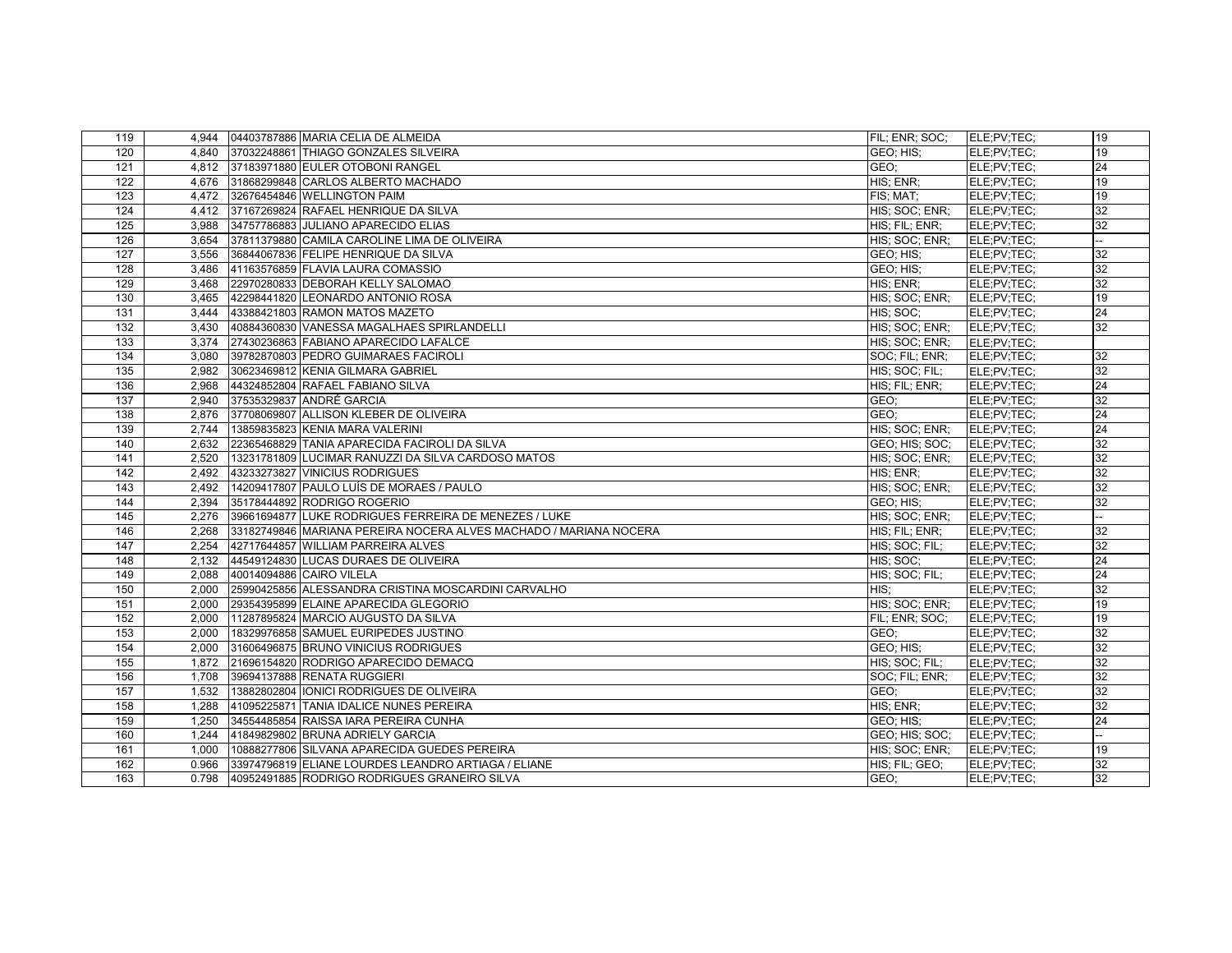| | | | | | | |
|---|---|---|---|---|---|---|
| 119 | 4,944 | 04403787886 | MARIA CELIA DE ALMEIDA | FIL; ENR; SOC; | ELE;PV;TEC; | 19 |
| 120 | 4,840 | 37032248861 | THIAGO GONZALES SILVEIRA | GEO; HIS; | ELE;PV;TEC; | 19 |
| 121 | 4,812 | 37183971880 | EULER OTOBONI RANGEL | GEO; | ELE;PV;TEC; | 24 |
| 122 | 4,676 | 31868299848 | CARLOS ALBERTO MACHADO | HIS; ENR; | ELE;PV;TEC; | 19 |
| 123 | 4,472 | 32676454846 | WELLINGTON PAIM | FIS; MAT; | ELE;PV;TEC; | 19 |
| 124 | 4,412 | 37167269824 | RAFAEL HENRIQUE DA SILVA | HIS; SOC; ENR; | ELE;PV;TEC; | 32 |
| 125 | 3,988 | 34757786883 | JULIANO APARECIDO ELIAS | HIS; FIL; ENR; | ELE;PV;TEC; | 32 |
| 126 | 3,654 | 37811379880 | CAMILA CAROLINE LIMA DE OLIVEIRA | HIS; SOC; ENR; | ELE;PV;TEC; | -- |
| 127 | 3,556 | 36844067836 | FELIPE HENRIQUE DA SILVA | GEO; HIS; | ELE;PV;TEC; | 32 |
| 128 | 3,486 | 41163576859 | FLAVIA LAURA COMASSIO | GEO; HIS; | ELE;PV;TEC; | 32 |
| 129 | 3,468 | 22970280833 | DEBORAH KELLY SALOMAO | HIS; ENR; | ELE;PV;TEC; | 32 |
| 130 | 3,465 | 42298441820 | LEONARDO ANTONIO ROSA | HIS; SOC; ENR; | ELE;PV;TEC; | 19 |
| 131 | 3,444 | 43388421803 | RAMON MATOS MAZETO | HIS; SOC; | ELE;PV;TEC; | 24 |
| 132 | 3,430 | 40884360830 | VANESSA MAGALHAES SPIRLANDELLI | HIS; SOC; ENR; | ELE;PV;TEC; | 32 |
| 133 | 3,374 | 27430236863 | FABIANO APARECIDO LAFALCE | HIS; SOC; ENR; | ELE;PV;TEC; | |
| 134 | 3,080 | 39782870803 | PEDRO GUIMARAES FACIROLI | SOC; FIL; ENR; | ELE;PV;TEC; | 32 |
| 135 | 2,982 | 30623469812 | KENIA GILMARA GABRIEL | HIS; SOC; FIL; | ELE;PV;TEC; | 32 |
| 136 | 2,968 | 44324852804 | RAFAEL FABIANO SILVA | HIS; FIL; ENR; | ELE;PV;TEC; | 24 |
| 137 | 2,940 | 37535329837 | ANDRÉ GARCIA | GEO; | ELE;PV;TEC; | 32 |
| 138 | 2,876 | 37708069807 | ALLISON KLEBER DE OLIVEIRA | GEO; | ELE;PV;TEC; | 24 |
| 139 | 2,744 | 13859835823 | KENIA MARA VALERINI | HIS; SOC; ENR; | ELE;PV;TEC; | 24 |
| 140 | 2,632 | 22365468829 | TANIA APARECIDA FACIROLI DA SILVA | GEO; HIS; SOC; | ELE;PV;TEC; | 32 |
| 141 | 2,520 | 13231781809 | LUCIMAR RANUZZI DA SILVA CARDOSO MATOS | HIS; SOC; ENR; | ELE;PV;TEC; | 32 |
| 142 | 2,492 | 43233273827 | VINICIUS RODRIGUES | HIS; ENR; | ELE;PV;TEC; | 32 |
| 143 | 2,492 | 14209417807 | PAULO LUÍS DE MORAES / PAULO | HIS; SOC; ENR; | ELE;PV;TEC; | 32 |
| 144 | 2,394 | 35178444892 | RODRIGO ROGERIO | GEO; HIS; | ELE;PV;TEC; | 32 |
| 145 | 2,276 | 39661694877 | LUKE RODRIGUES FERREIRA DE MENEZES / LUKE | HIS; SOC; ENR; | ELE;PV;TEC; | -- |
| 146 | 2,268 | 33182749846 | MARIANA PEREIRA NOCERA ALVES MACHADO / MARIANA NOCERA | HIS; FIL; ENR; | ELE;PV;TEC; | 32 |
| 147 | 2,254 | 42717644857 | WILLIAM PARREIRA ALVES | HIS; SOC; FIL; | ELE;PV;TEC; | 32 |
| 148 | 2,132 | 44549124830 | LUCAS DURAES DE OLIVEIRA | HIS; SOC; | ELE;PV;TEC; | 24 |
| 149 | 2,088 | 40014094886 | CAIRO VILELA | HIS; SOC; FIL; | ELE;PV;TEC; | 24 |
| 150 | 2,000 | 25990425856 | ALESSANDRA CRISTINA MOSCARDINI CARVALHO | HIS; | ELE;PV;TEC; | 32 |
| 151 | 2,000 | 29354395899 | ELAINE APARECIDA GLEGORIO | HIS; SOC; ENR; | ELE;PV;TEC; | 19 |
| 152 | 2,000 | 11287895824 | MARCIO AUGUSTO DA SILVA | FIL; ENR; SOC; | ELE;PV;TEC; | 19 |
| 153 | 2,000 | 18329976858 | SAMUEL EURIPEDES JUSTINO | GEO; | ELE;PV;TEC; | 32 |
| 154 | 2,000 | 31606496875 | BRUNO VINICIUS RODRIGUES | GEO; HIS; | ELE;PV;TEC; | 32 |
| 155 | 1,872 | 21696154820 | RODRIGO APARECIDO DEMACQ | HIS; SOC; FIL; | ELE;PV;TEC; | 32 |
| 156 | 1,708 | 39694137888 | RENATA RUGGIERI | SOC; FIL; ENR; | ELE;PV;TEC; | 32 |
| 157 | 1,532 | 13882802804 | IONICI RODRIGUES DE OLIVEIRA | GEO; | ELE;PV;TEC; | 32 |
| 158 | 1,288 | 41095225871 | TANIA IDALICE NUNES PEREIRA | HIS; ENR; | ELE;PV;TEC; | 32 |
| 159 | 1,250 | 34554485854 | RAISSA IARA PEREIRA CUNHA | GEO; HIS; | ELE;PV;TEC; | 24 |
| 160 | 1,244 | 41849829802 | BRUNA ADRIELY GARCIA | GEO; HIS; SOC; | ELE;PV;TEC; | -- |
| 161 | 1,000 | 10888277806 | SILVANA APARECIDA GUEDES PEREIRA | HIS; SOC; ENR; | ELE;PV;TEC; | 19 |
| 162 | 0.966 | 33974796819 | ELIANE LOURDES LEANDRO ARTIAGA / ELIANE | HIS; FIL; GEO; | ELE;PV;TEC; | 32 |
| 163 | 0.798 | 40952491885 | RODRIGO RODRIGUES GRANEIRO SILVA | GEO; | ELE;PV;TEC; | 32 |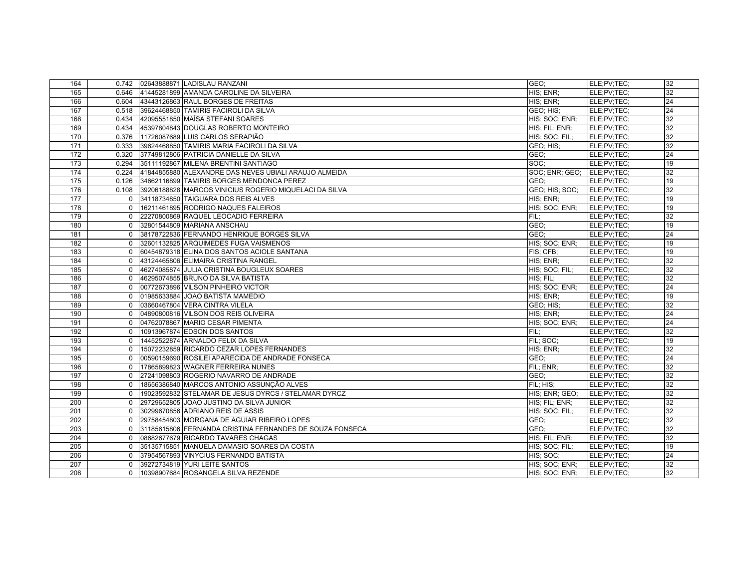| | | | | | | |
|---|---|---|---|---|---|---|
| 164 | 0.742 | 02643888871 | LADISLAU RANZANI | GEO; | ELE;PV;TEC; | 32 |
| 165 | 0.646 | 41445281899 | AMANDA CAROLINE DA SILVEIRA | HIS; ENR; | ELE;PV;TEC; | 32 |
| 166 | 0.604 | 43443126863 | RAUL BORGES DE FREITAS | HIS; ENR; | ELE;PV;TEC; | 24 |
| 167 | 0.518 | 39624468850 | TAMIRIS FACIROLI DA SILVA | GEO; HIS; | ELE;PV;TEC; | 24 |
| 168 | 0.434 | 42095551850 | MAÍSA STEFANI SOARES | HIS; SOC; ENR; | ELE;PV;TEC; | 32 |
| 169 | 0.434 | 45397804843 | DOUGLAS ROBERTO MONTEIRO | HIS; FIL; ENR; | ELE;PV;TEC; | 32 |
| 170 | 0.376 | 11726087689 | LUIS CARLOS SERAPIÃO | HIS; SOC; FIL; | ELE;PV;TEC; | 32 |
| 171 | 0.333 | 39624468850 | TAMIRIS MARIA FACIROLI DA SILVA | GEO; HIS; | ELE;PV;TEC; | 32 |
| 172 | 0.320 | 37749812806 | PATRICIA DANIELLE DA SILVA | GEO; | ELE;PV;TEC; | 24 |
| 173 | 0.294 | 35111192867 | MILENA BRENTINI SANTIAGO | SOC; | ELE;PV;TEC; | 19 |
| 174 | 0.224 | 41844855880 | ALEXANDRE DAS NEVES UBIALI ARAUJO ALMEIDA | SOC; ENR; GEO; | ELE;PV;TEC; | 32 |
| 175 | 0.126 | 34662116899 | TAMIRIS BORGES MENDONCA PEREZ | GEO; | ELE;PV;TEC; | 19 |
| 176 | 0.108 | 39206188828 | MARCOS VINICIUS ROGERIO MIQUELACI DA SILVA | GEO; HIS; SOC; | ELE;PV;TEC; | 32 |
| 177 | 0 | 34118734850 | TAIGUARA DOS REIS ALVES | HIS; ENR; | ELE;PV;TEC; | 19 |
| 178 | 0 | 16211461895 | RODRIGO NAQUES FALEIROS | HIS; SOC; ENR; | ELE;PV;TEC; | 19 |
| 179 | 0 | 22270800869 | RAQUEL LEOCADIO FERREIRA | FIL; | ELE;PV;TEC; | 32 |
| 180 | 0 | 32801544809 | MARIANA ANSCHAU | GEO; | ELE;PV;TEC; | 19 |
| 181 | 0 | 38178722836 | FERNANDO HENRIQUE BORGES SILVA | GEO; | ELE;PV;TEC; | 24 |
| 182 | 0 | 32601132825 | ARQUIMEDES FUGA VAISMENOS | HIS; SOC; ENR; | ELE;PV;TEC; | 19 |
| 183 | 0 | 60454879318 | ELINA DOS SANTOS ACIOLE SANTANA | FIS; CFB; | ELE;PV;TEC; | 19 |
| 184 | 0 | 43124465806 | ELIMAIRA CRISTINA RANGEL | HIS; ENR; | ELE;PV;TEC; | 32 |
| 185 | 0 | 46274085874 | JULIA CRISTINA BOUGLEUX SOARES | HIS; SOC; FIL; | ELE;PV;TEC; | 32 |
| 186 | 0 | 46295074855 | BRUNO DA SILVA BATISTA | HIS; FIL; | ELE;PV;TEC; | 32 |
| 187 | 0 | 00772673896 | VILSON PINHEIRO VICTOR | HIS; SOC; ENR; | ELE;PV;TEC; | 24 |
| 188 | 0 | 01985633884 | JOAO BATISTA MAMEDIO | HIS; ENR; | ELE;PV;TEC; | 19 |
| 189 | 0 | 03660467804 | VERA CINTRA VILELA | GEO; HIS; | ELE;PV;TEC; | 32 |
| 190 | 0 | 04890800816 | VILSON DOS REIS OLIVEIRA | HIS; ENR; | ELE;PV;TEC; | 24 |
| 191 | 0 | 04762078867 | MARIO CESAR PIMENTA | HIS; SOC; ENR; | ELE;PV;TEC; | 24 |
| 192 | 0 | 10913967874 | EDSON DOS SANTOS | FIL; | ELE;PV;TEC; | 32 |
| 193 | 0 | 14452522874 | ARNALDO FELIX DA SILVA | FIL; SOC; | ELE;PV;TEC; | 19 |
| 194 | 0 | 15072232859 | RICARDO CEZAR LOPES FERNANDES | HIS; ENR; | ELE;PV;TEC; | 32 |
| 195 | 0 | 00590159690 | ROSILEI APARECIDA DE ANDRADE FONSECA | GEO; | ELE;PV;TEC; | 24 |
| 196 | 0 | 17865899823 | WAGNER FERREIRA NUNES | FIL; ENR; | ELE;PV;TEC; | 32 |
| 197 | 0 | 27241098803 | ROGERIO NAVARRO DE ANDRADE | GEO; | ELE;PV;TEC; | 32 |
| 198 | 0 | 18656386840 | MARCOS ANTONIO ASSUNÇÃO ALVES | FIL; HIS; | ELE;PV;TEC; | 32 |
| 199 | 0 | 19023592832 | STELAMAR DE JESUS DYRCS / STELAMAR DYRCZ | HIS; ENR; GEO; | ELE;PV;TEC; | 32 |
| 200 | 0 | 29729652805 | JOAO JUSTINO DA SILVA JUNIOR | HIS; FIL; ENR; | ELE;PV;TEC; | 32 |
| 201 | 0 | 30299670856 | ADRIANO REIS DE ASSIS | HIS; SOC; FIL; | ELE;PV;TEC; | 32 |
| 202 | 0 | 29758454803 | MORGANA DE AGUIAR RIBEIRO LOPES | GEO; | ELE;PV;TEC; | 32 |
| 203 | 0 | 31185615806 | FERNANDA CRISTINA FERNANDES DE SOUZA FONSECA | GEO; | ELE;PV;TEC; | 32 |
| 204 | 0 | 08682677679 | RICARDO TAVARES CHAGAS | HIS; FIL; ENR; | ELE;PV;TEC; | 32 |
| 205 | 0 | 35135715851 | MANUELA DAMASIO SOARES DA COSTA | HIS; SOC; FIL; | ELE;PV;TEC; | 19 |
| 206 | 0 | 37954567893 | VINYCIUS FERNANDO BATISTA | HIS; SOC; | ELE;PV;TEC; | 24 |
| 207 | 0 | 39272734819 | YURI LEITE SANTOS | HIS; SOC; ENR; | ELE;PV;TEC; | 32 |
| 208 | 0 | 10398907684 | ROSANGELA SILVA REZENDE | HIS; SOC; ENR; | ELE;PV;TEC; | 32 |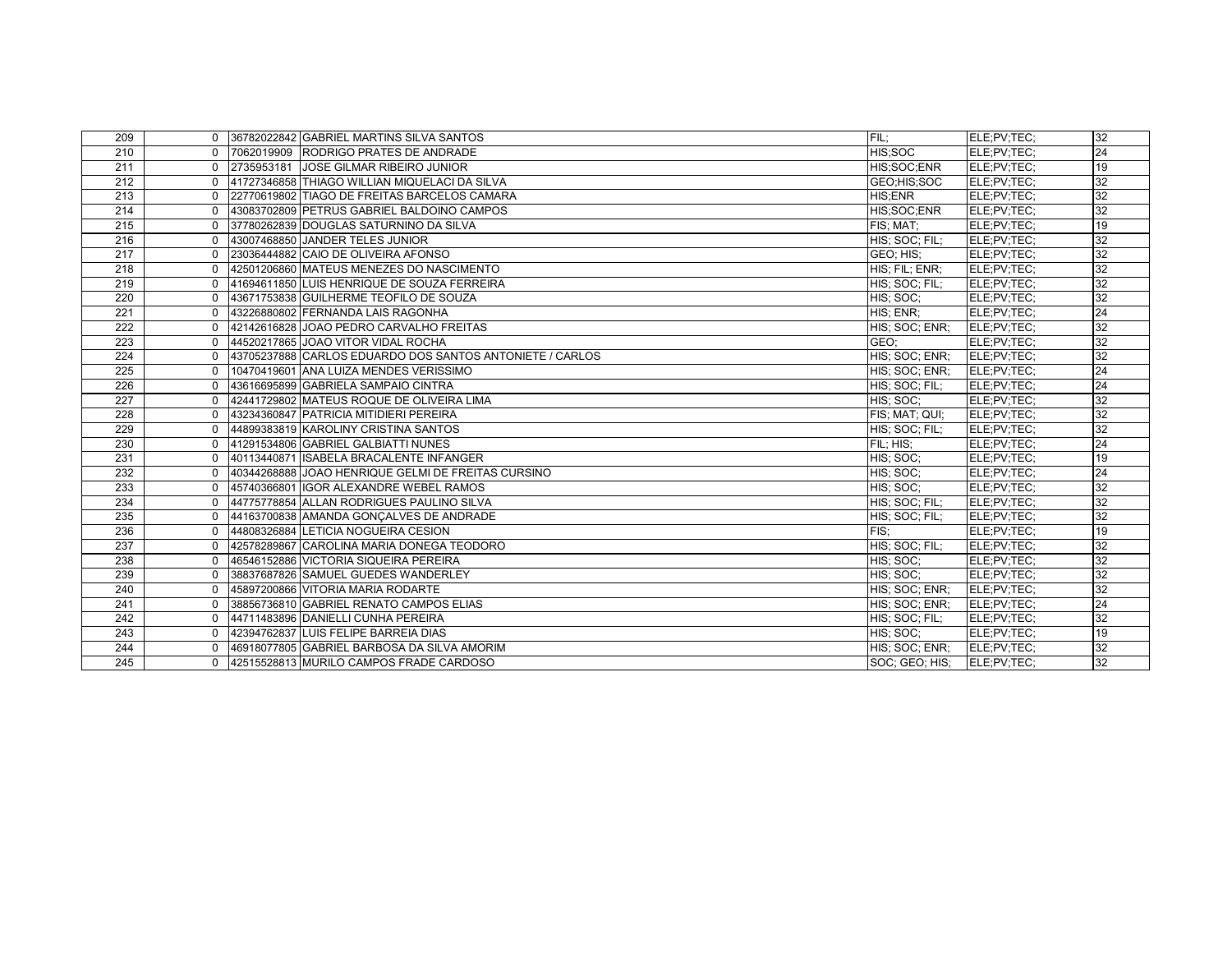| | | | | | | |
|---|---|---|---|---|---|---|
| 209 | 0 | 36782022842 | GABRIEL MARTINS SILVA SANTOS | FIL; | ELE;PV;TEC; | 32 |
| 210 | 0 | 7062019909 | RODRIGO PRATES DE ANDRADE | HIS;SOC | ELE;PV;TEC; | 24 |
| 211 | 0 | 2735953181 | JOSE GILMAR RIBEIRO JUNIOR | HIS;SOC;ENR | ELE;PV;TEC; | 19 |
| 212 | 0 | 41727346858 | THIAGO WILLIAN MIQUELACI DA SILVA | GEO;HIS;SOC | ELE;PV;TEC; | 32 |
| 213 | 0 | 22770619802 | TIAGO DE FREITAS BARCELOS CAMARA | HIS;ENR | ELE;PV;TEC; | 32 |
| 214 | 0 | 43083702809 | PETRUS GABRIEL BALDOINO CAMPOS | HIS;SOC;ENR | ELE;PV;TEC; | 32 |
| 215 | 0 | 37780262839 | DOUGLAS SATURNINO DA SILVA | FIS; MAT; | ELE;PV;TEC; | 19 |
| 216 | 0 | 43007468850 | JANDER TELES JUNIOR | HIS; SOC; FIL; | ELE;PV;TEC; | 32 |
| 217 | 0 | 23036444882 | CAIO DE OLIVEIRA AFONSO | GEO; HIS; | ELE;PV;TEC; | 32 |
| 218 | 0 | 42501206860 | MATEUS MENEZES DO NASCIMENTO | HIS; FIL; ENR; | ELE;PV;TEC; | 32 |
| 219 | 0 | 41694611850 | LUIS HENRIQUE DE SOUZA FERREIRA | HIS; SOC; FIL; | ELE;PV;TEC; | 32 |
| 220 | 0 | 43671753838 | GUILHERME TEOFILO DE SOUZA | HIS; SOC; | ELE;PV;TEC; | 32 |
| 221 | 0 | 43226880802 | FERNANDA LAIS RAGONHA | HIS; ENR; | ELE;PV;TEC; | 24 |
| 222 | 0 | 42142616828 | JOAO PEDRO CARVALHO FREITAS | HIS; SOC; ENR; | ELE;PV;TEC; | 32 |
| 223 | 0 | 44520217865 | JOAO VITOR VIDAL ROCHA | GEO; | ELE;PV;TEC; | 32 |
| 224 | 0 | 43705237888 | CARLOS EDUARDO DOS SANTOS ANTONIETE / CARLOS | HIS; SOC; ENR; | ELE;PV;TEC; | 32 |
| 225 | 0 | 10470419601 | ANA LUIZA MENDES VERISSIMO | HIS; SOC; ENR; | ELE;PV;TEC; | 24 |
| 226 | 0 | 43616695899 | GABRIELA SAMPAIO CINTRA | HIS; SOC; FIL; | ELE;PV;TEC; | 24 |
| 227 | 0 | 42441729802 | MATEUS ROQUE DE OLIVEIRA LIMA | HIS; SOC; | ELE;PV;TEC; | 32 |
| 228 | 0 | 43234360847 | PATRICIA MITIDIERI PEREIRA | FIS; MAT; QUI; | ELE;PV;TEC; | 32 |
| 229 | 0 | 44899383819 | KAROLINY CRISTINA SANTOS | HIS; SOC; FIL; | ELE;PV;TEC; | 32 |
| 230 | 0 | 41291534806 | GABRIEL GALBIATTI NUNES | FIL; HIS; | ELE;PV;TEC; | 24 |
| 231 | 0 | 40113440871 | ISABELA BRACALENTE INFANGER | HIS; SOC; | ELE;PV;TEC; | 19 |
| 232 | 0 | 40344268888 | JOAO HENRIQUE GELMI DE FREITAS CURSINO | HIS; SOC; | ELE;PV;TEC; | 24 |
| 233 | 0 | 45740366801 | IGOR ALEXANDRE WEBEL RAMOS | HIS; SOC; | ELE;PV;TEC; | 32 |
| 234 | 0 | 44775778854 | ALLAN RODRIGUES PAULINO SILVA | HIS; SOC; FIL; | ELE;PV;TEC; | 32 |
| 235 | 0 | 44163700838 | AMANDA GONÇALVES DE ANDRADE | HIS; SOC; FIL; | ELE;PV;TEC; | 32 |
| 236 | 0 | 44808326884 | LETICIA NOGUEIRA CESION | FIS; | ELE;PV;TEC; | 19 |
| 237 | 0 | 42578289867 | CAROLINA MARIA DONEGA TEODORO | HIS; SOC; FIL; | ELE;PV;TEC; | 32 |
| 238 | 0 | 46546152886 | VICTORIA SIQUEIRA PEREIRA | HIS; SOC; | ELE;PV;TEC; | 32 |
| 239 | 0 | 38837687826 | SAMUEL GUEDES WANDERLEY | HIS; SOC; | ELE;PV;TEC; | 32 |
| 240 | 0 | 45897200866 | VITORIA MARIA RODARTE | HIS; SOC; ENR; | ELE;PV;TEC; | 32 |
| 241 | 0 | 38856736810 | GABRIEL RENATO CAMPOS ELIAS | HIS; SOC; ENR; | ELE;PV;TEC; | 24 |
| 242 | 0 | 44711483896 | DANIELLI CUNHA PEREIRA | HIS; SOC; FIL; | ELE;PV;TEC; | 32 |
| 243 | 0 | 42394762837 | LUIS FELIPE BARREIA DIAS | HIS; SOC; | ELE;PV;TEC; | 19 |
| 244 | 0 | 46918077805 | GABRIEL BARBOSA DA SILVA AMORIM | HIS; SOC; ENR; | ELE;PV;TEC; | 32 |
| 245 | 0 | 42515528813 | MURILO CAMPOS FRADE CARDOSO | SOC; GEO; HIS; | ELE;PV;TEC; | 32 |